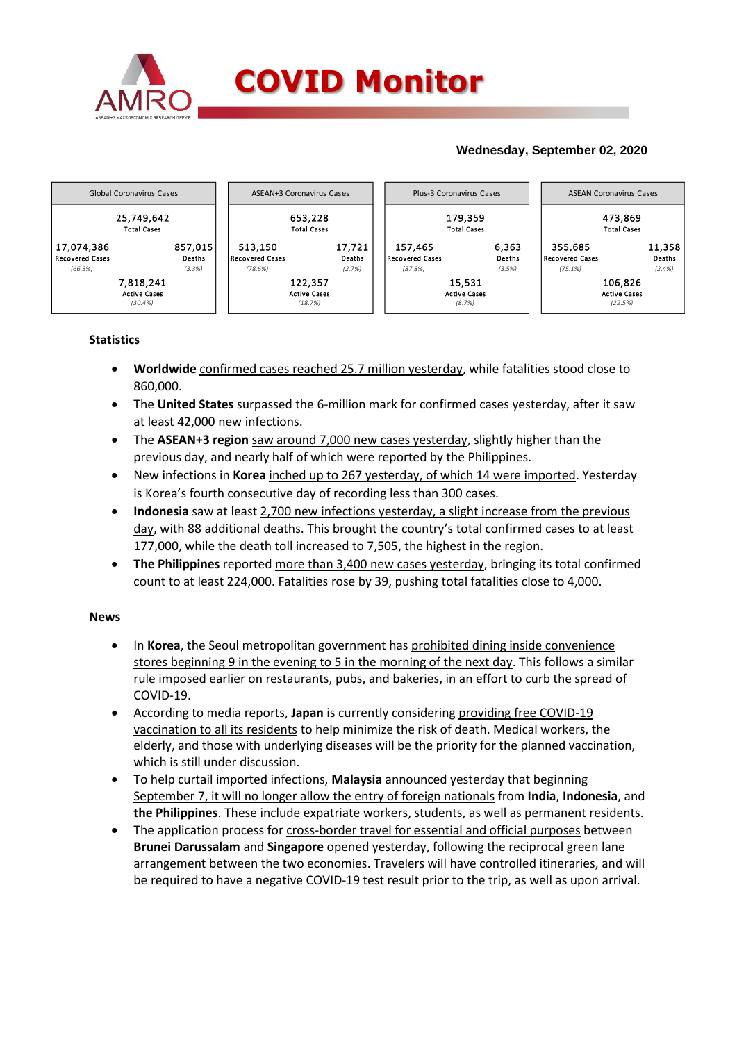# COVID Monitor

**Wednesday, September 02, 2020**

| Global Coronavirus Cases | | ASEAN+3 Coronavirus Cases | | Plus-3 Coronavirus Cases | | ASEAN Coronavirus Cases | |
|---|---|---|---|---|---|---|---|
| 25,749,642 Total Cases | | 653,228 Total Cases | | 179,359 Total Cases | | 473,869 Total Cases | |
| 17,074,386 Recovered Cases (66.3%) | 857,015 Deaths (3.3%) | 513,150 Recovered Cases (78.6%) | 17,721 Deaths (2.7%) | 157,465 Recovered Cases (87.8%) | 6,363 Deaths (3.5%) | 355,685 Recovered Cases (75.1%) | 11,358 Deaths (2.4%) |
| 7,818,241 Active Cases (30.4%) | | 122,357 Active Cases (18.7%) | | 15,531 Active Cases (8.7%) | | 106,826 Active Cases (22.5%) | |

**Statistics**

- **Worldwide** confirmed cases reached 25.7 million yesterday, while fatalities stood close to 860,000.
- The **United States** surpassed the 6-million mark for confirmed cases yesterday, after it saw at least 42,000 new infections.
- The **ASEAN+3 region** saw around 7,000 new cases yesterday, slightly higher than the previous day, and nearly half of which were reported by the Philippines.
- New infections in **Korea** inched up to 267 yesterday, of which 14 were imported. Yesterday is Korea's fourth consecutive day of recording less than 300 cases.
- **Indonesia** saw at least 2,700 new infections yesterday, a slight increase from the previous day, with 88 additional deaths. This brought the country's total confirmed cases to at least 177,000, while the death toll increased to 7,505, the highest in the region.
- **The Philippines** reported more than 3,400 new cases yesterday, bringing its total confirmed count to at least 224,000. Fatalities rose by 39, pushing total fatalities close to 4,000.

**News**

- In **Korea**, the Seoul metropolitan government has prohibited dining inside convenience stores beginning 9 in the evening to 5 in the morning of the next day. This follows a similar rule imposed earlier on restaurants, pubs, and bakeries, in an effort to curb the spread of COVID-19.
- According to media reports, **Japan** is currently considering providing free COVID-19 vaccination to all its residents to help minimize the risk of death. Medical workers, the elderly, and those with underlying diseases will be the priority for the planned vaccination, which is still under discussion.
- To help curtail imported infections, **Malaysia** announced yesterday that beginning September 7, it will no longer allow the entry of foreign nationals from **India**, **Indonesia**, and **the Philippines**. These include expatriate workers, students, as well as permanent residents.
- The application process for cross-border travel for essential and official purposes between **Brunei Darussalam** and **Singapore** opened yesterday, following the reciprocal green lane arrangement between the two economies. Travelers will have controlled itineraries, and will be required to have a negative COVID-19 test result prior to the trip, as well as upon arrival.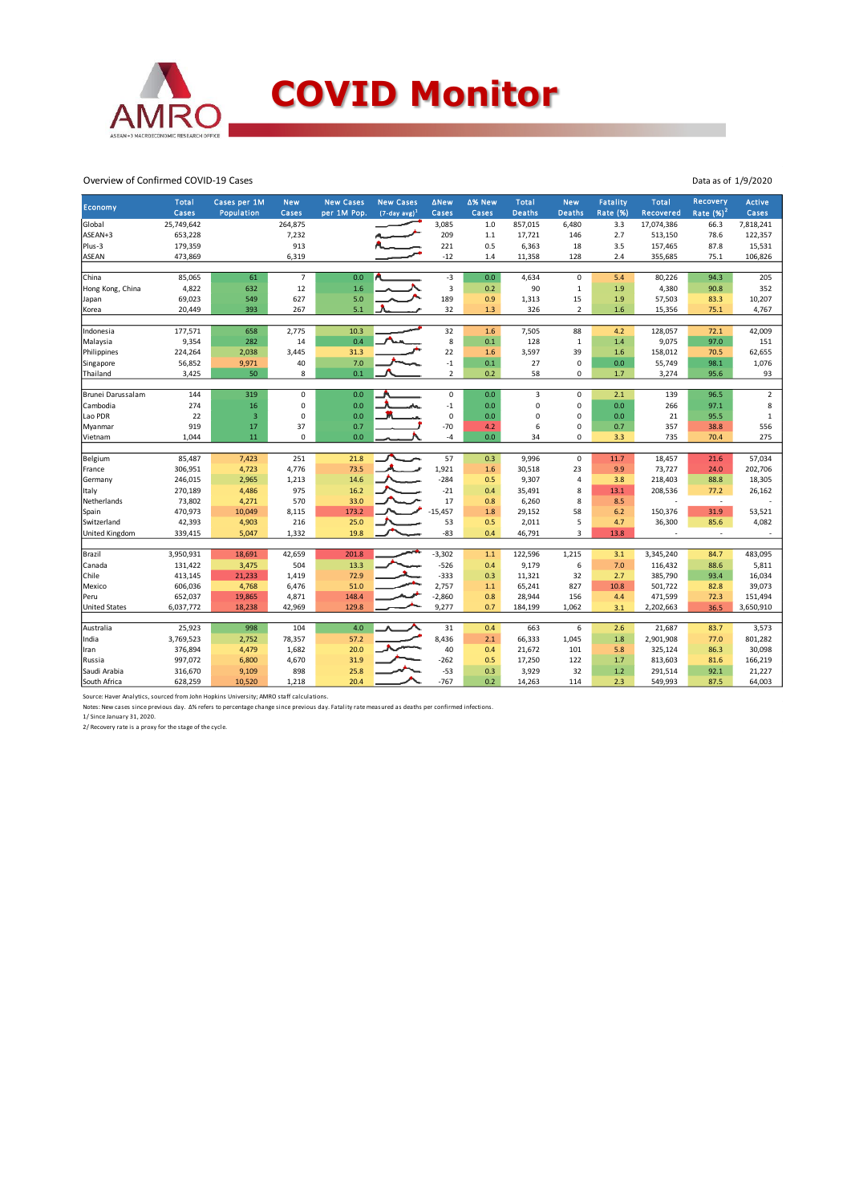# COVID Monitor

Overview of Confirmed COVID-19 Cases

Data as of 1/9/2020

| Economy | Total Cases | Cases per 1M Population | New Cases | New Cases per 1M Pop. | New Cases (7-day avg)[1] | ΔNew Cases | Δ% New Cases | Total Deaths | New Deaths | Fatality Rate (%) | Total Recovered | Recovery Rate (%)[2] | Active Cases |
|---|---|---|---|---|---|---|---|---|---|---|---|---|---|
| Global | 25,749,642 | | 264,875 | | | 3,085 | 1.0 | 857,015 | 6,480 | 3.3 | 17,074,386 | 66.3 | 7,818,241 |
| ASEAN+3 | 653,228 | | 7,232 | | | 209 | 1.1 | 17,721 | 146 | 2.7 | 513,150 | 78.6 | 122,357 |
| Plus-3 | 179,359 | | 913 | | | 221 | 0.5 | 6,363 | 18 | 3.5 | 157,465 | 87.8 | 15,531 |
| ASEAN | 473,869 | | 6,319 | | | -12 | 1.4 | 11,358 | 128 | 2.4 | 355,685 | 75.1 | 106,826 |
| China | 85,065 | 61 | 7 | 0.0 | | -3 | 0.0 | 4,634 | 0 | 5.4 | 80,226 | 94.3 | 205 |
| Hong Kong, China | 4,822 | 632 | 12 | 1.6 | | 3 | 0.2 | 90 | 1 | 1.9 | 4,380 | 90.8 | 352 |
| Japan | 69,023 | 549 | 627 | 5.0 | | 189 | 0.9 | 1,313 | 15 | 1.9 | 57,503 | 83.3 | 10,207 |
| Korea | 20,449 | 393 | 267 | 5.1 | | 32 | 1.3 | 326 | 2 | 1.6 | 15,356 | 75.1 | 4,767 |
| Indonesia | 177,571 | 658 | 2,775 | 10.3 | | 32 | 1.6 | 7,505 | 88 | 4.2 | 128,057 | 72.1 | 42,009 |
| Malaysia | 9,354 | 282 | 14 | 0.4 | | 8 | 0.1 | 128 | 1 | 1.4 | 9,075 | 97.0 | 151 |
| Philippines | 224,264 | 2,038 | 3,445 | 31.3 | | 22 | 1.6 | 3,597 | 39 | 1.6 | 158,012 | 70.5 | 62,655 |
| Singapore | 56,852 | 9,971 | 40 | 7.0 | | -1 | 0.1 | 27 | 0 | 0.0 | 55,749 | 98.1 | 1,076 |
| Thailand | 3,425 | 50 | 8 | 0.1 | | 2 | 0.2 | 58 | 0 | 1.7 | 3,274 | 95.6 | 93 |
| Brunei Darussalam | 144 | 319 | 0 | 0.0 | | 0 | 0.0 | 3 | 0 | 2.1 | 139 | 96.5 | 2 |
| Cambodia | 274 | 16 | 0 | 0.0 | | -1 | 0.0 | 0 | 0 | 0.0 | 266 | 97.1 | 8 |
| Lao PDR | 22 | 3 | 0 | 0.0 | | 0 | 0.0 | 0 | 0 | 0.0 | 21 | 95.5 | 1 |
| Myanmar | 919 | 17 | 37 | 0.7 | | -70 | 4.2 | 6 | 0 | 0.7 | 357 | 38.8 | 556 |
| Vietnam | 1,044 | 11 | 0 | 0.0 | | -4 | 0.0 | 34 | 0 | 3.3 | 735 | 70.4 | 275 |
| Belgium | 85,487 | 7,423 | 251 | 21.8 | | 57 | 0.3 | 9,996 | 0 | 11.7 | 18,457 | 21.6 | 57,034 |
| France | 306,951 | 4,723 | 4,776 | 73.5 | | 1,921 | 1.6 | 30,518 | 23 | 9.9 | 73,727 | 24.0 | 202,706 |
| Germany | 246,015 | 2,965 | 1,213 | 14.6 | | -284 | 0.5 | 9,307 | 4 | 3.8 | 218,403 | 88.8 | 18,305 |
| Italy | 270,189 | 4,486 | 975 | 16.2 | | -21 | 0.4 | 35,491 | 8 | 13.1 | 208,536 | 77.2 | 26,162 |
| Netherlands | 73,802 | 4,271 | 570 | 33.0 | | 17 | 0.8 | 6,260 | 8 | 8.5 | - | - | - |
| Spain | 470,973 | 10,049 | 8,115 | 173.2 | | -15,457 | 1.8 | 29,152 | 58 | 6.2 | 150,376 | 31.9 | 53,521 |
| Switzerland | 42,393 | 4,903 | 216 | 25.0 | | 53 | 0.5 | 2,011 | 5 | 4.7 | 36,300 | 85.6 | 4,082 |
| United Kingdom | 339,415 | 5,047 | 1,332 | 19.8 | | -83 | 0.4 | 46,791 | 3 | 13.8 | - | - | - |
| Brazil | 3,950,931 | 18,691 | 42,659 | 201.8 | | -3,302 | 1.1 | 122,596 | 1,215 | 3.1 | 3,345,240 | 84.7 | 483,095 |
| Canada | 131,422 | 3,475 | 504 | 13.3 | | -526 | 0.4 | 9,179 | 6 | 7.0 | 116,432 | 88.6 | 5,811 |
| Chile | 413,145 | 21,233 | 1,419 | 72.9 | | -333 | 0.3 | 11,321 | 32 | 2.7 | 385,790 | 93.4 | 16,034 |
| Mexico | 606,036 | 4,768 | 6,476 | 51.0 | | 2,757 | 1.1 | 65,241 | 827 | 10.8 | 501,722 | 82.8 | 39,073 |
| Peru | 652,037 | 19,865 | 4,871 | 148.4 | | -2,860 | 0.8 | 28,944 | 156 | 4.4 | 471,599 | 72.3 | 151,494 |
| United States | 6,037,772 | 18,238 | 42,969 | 129.8 | | 9,277 | 0.7 | 184,199 | 1,062 | 3.1 | 2,202,663 | 36.5 | 3,650,910 |
| Australia | 25,923 | 998 | 104 | 4.0 | | 31 | 0.4 | 663 | 6 | 2.6 | 21,687 | 83.7 | 3,573 |
| India | 3,769,523 | 2,752 | 78,357 | 57.2 | | 8,436 | 2.1 | 66,333 | 1,045 | 1.8 | 2,901,908 | 77.0 | 801,282 |
| Iran | 376,894 | 4,479 | 1,682 | 20.0 | | 40 | 0.4 | 21,672 | 101 | 5.8 | 325,124 | 86.3 | 30,098 |
| Russia | 997,072 | 6,800 | 4,670 | 31.9 | | -262 | 0.5 | 17,250 | 122 | 1.7 | 813,603 | 81.6 | 166,219 |
| Saudi Arabia | 316,670 | 9,109 | 898 | 25.8 | | -53 | 0.3 | 3,929 | 32 | 1.2 | 291,514 | 92.1 | 21,227 |
| South Africa | 628,259 | 10,520 | 1,218 | 20.4 | | -767 | 0.2 | 14,263 | 114 | 2.3 | 549,993 | 87.5 | 64,003 |

Source: Haver Analytics, sourced from John Hopkins University; AMRO staff calculations.

Notes: New cases since previous day. Δ% refers to percentage change since previous day. Fatality rate measured as deaths per confirmed infections.

1/ Since January 31, 2020.

2/ Recovery rate is a proxy for the stage of the cycle.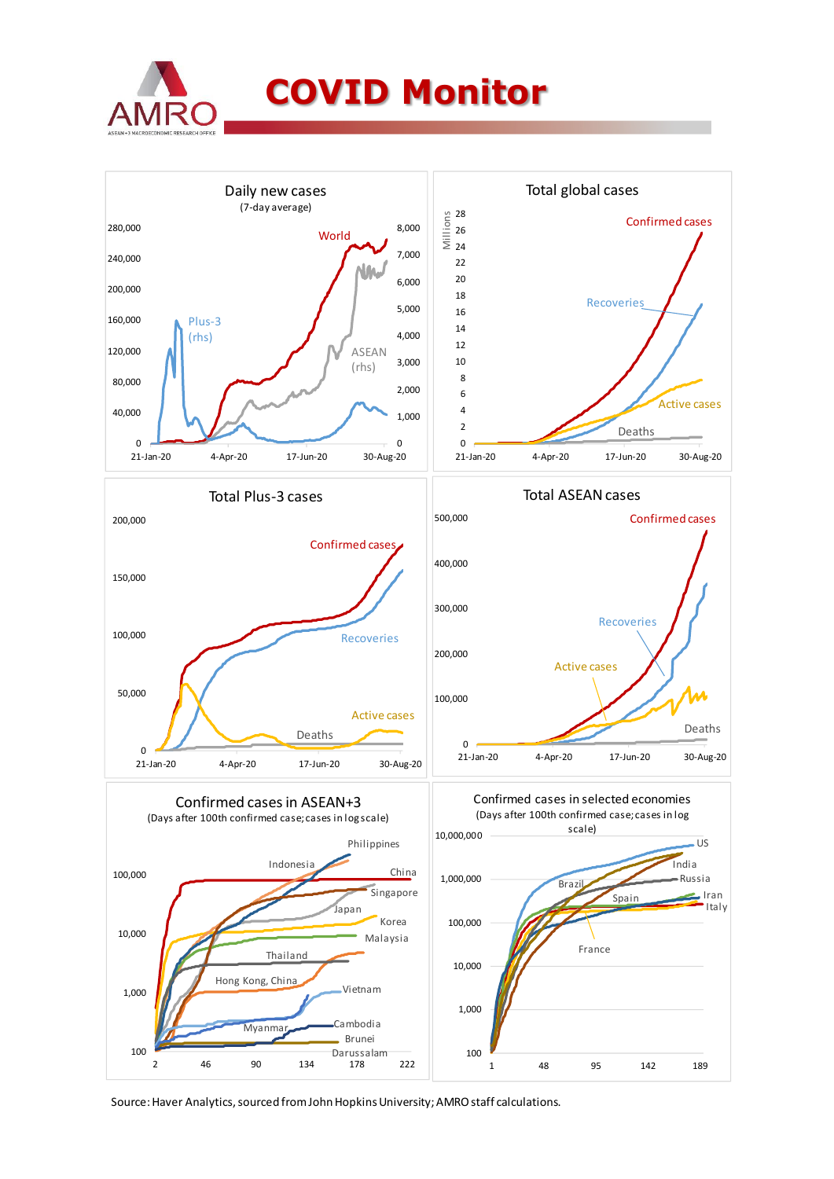# COVID Monitor

AMRO
ASEAN+3 MACROECONOMIC RESEARCH OFFICE

## Daily new cases

(7-day average)

280,000
240,000
200,000
160,000
120,000
80,000
40,000
0

8,000
7,000
6,000
5,000
4,000
3,000
2,000
1,000
0

World
Plus-3 (rhs)
ASEAN (rhs)

21-Jan-20 4-Apr-20 17-Jun-20 30-Aug-20

## Total global cases

Millions

28
26
24
22
20
18
16
14
12
10
8
6
4
2
0

Confirmed cases
Recoveries
Active cases
Deaths

21-Jan-20 4-Apr-20 17-Jun-20 30-Aug-20

## Total Plus-3 cases

200,000
150,000
100,000
50,000
0

Confirmed cases
Recoveries
Active cases
Deaths

21-Jan-20 4-Apr-20 17-Jun-20 30-Aug-20

## Total ASEAN cases

500,000
400,000
300,000
200,000
100,000
0

Confirmed cases
Recoveries
Active cases
Deaths

21-Jan-20 4-Apr-20 17-Jun-20 30-Aug-20

## Confirmed cases in ASEAN+3

(Days after 100th confirmed case; cases in log scale)

100,000
10,000
1,000
100

Philippines
Indonesia
China
Singapore
Japan
Korea
Malaysia
Thailand
Hong Kong, China
Vietnam
Myanmar
Cambodia
Brunei Darussalam

2 46 90 134 178 222

## Confirmed cases in selected economies

(Days after 100th confirmed case; cases in log scale)

10,000,000
1,000,000
100,000
10,000
1,000
100

US
India
Russia
Brazil
Spain
Iran
Italy
France

1 48 95 142 189

Source: Haver Analytics, sourced from John Hopkins University; AMRO staff calculations.